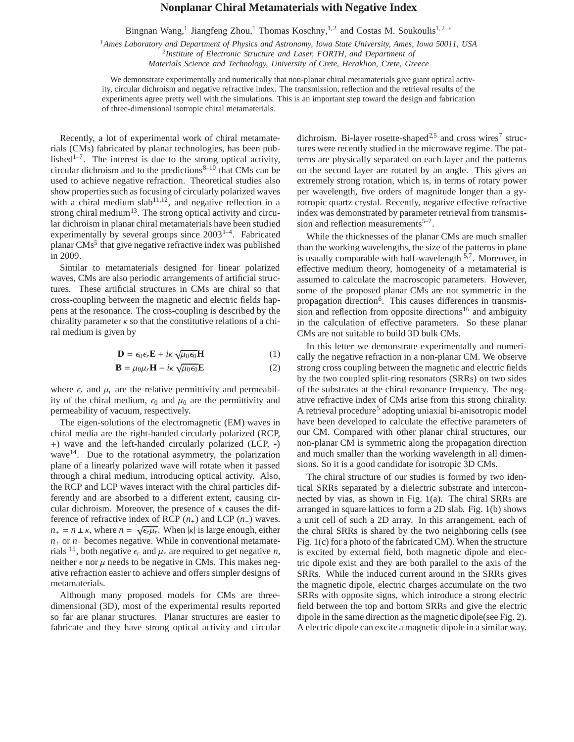# Nonplanar Chiral Metamaterials with Negative Index

Bingnan Wang,[1] Jiangfeng Zhou,[1] Thomas Koschny,[1,2] and Costas M. Soukoulis[1,2,*]

[1]*Ames Laboratory and Department of Physics and Astronomy, Iowa State University, Ames, Iowa 50011, USA*
[2]*Institute of Electronic Structure and Laser, FORTH, and Department of Materials Science and Technology, University of Crete, Heraklion, Crete, Greece*

We demonstrate experimentally and numerically that non-planar chiral metamaterials give giant optical activity, circular dichroism and negative refractive index. The transmission, reflection and the retrieval results of the experiments agree pretty well with the simulations. This is an important step toward the design and fabrication of three-dimensional isotropic chiral metamaterials.

Recently, a lot of experimental work of chiral metamaterials (CMs) fabricated by planar technologies, has been published[1–7]. The interest is due to the strong optical activity, circular dichroism and to the predictions[8–10] that CMs can be used to achieve negative refraction. Theoretical studies also show properties such as focusing of circularly polarized waves with a chiral medium slab[11,12], and negative reflection in a strong chiral medium[13]. The strong optical activity and circular dichroism in planar chiral metamaterials have been studied experimentally by several groups since 2003[1–4]. Fabricated planar CMs[5] that give negative refractive index was published in 2009.

Similar to metamaterials designed for linear polarized waves, CMs are also periodic arrangements of artificial structures. These artificial structures in CMs are chiral so that cross-coupling between the magnetic and electric fields happens at the resonance. The cross-coupling is described by the chirality parameter $\kappa$ so that the constitutive relations of a chiral medium is given by

$$\mathbf{D} = \epsilon_0\epsilon_r\mathbf{E} + i\kappa\sqrt{\mu_0\epsilon_0}\mathbf{H} \tag{1}$$

$$\mathbf{B} = \mu_0\mu_r\mathbf{H} - i\kappa\sqrt{\mu_0\epsilon_0}\mathbf{E} \tag{2}$$

where $\epsilon_r$ and $\mu_r$ are the relative permittivity and permeability of the chiral medium, $\epsilon_0$ and $\mu_0$ are the permittivity and permeability of vacuum, respectively.

The eigen-solutions of the electromagnetic (EM) waves in chiral media are the right-handed circularly polarized (RCP, +) wave and the left-handed circularly polarized (LCP, -) wave[14]. Due to the rotational asymmetry, the polarization plane of a linearly polarized wave will rotate when it passed through a chiral medium, introducing optical activity. Also, the RCP and LCP waves interact with the chiral particles differently and are absorbed to a different extent, causing circular dichroism. Moreover, the presence of $\kappa$ causes the difference of refractive index of RCP ($n_+$) and LCP ($n_-$) waves. $n_\pm = n \pm \kappa$, where $n = \sqrt{\epsilon_r\mu_r}$. When $|\kappa|$ is large enough, either $n_+$ or $n_-$ becomes negative. While in conventional metamaterials [15], both negative $\epsilon_r$ and $\mu_r$ are required to get negative $n$, neither $\epsilon$ nor $\mu$ needs to be negative in CMs. This makes negative refraction easier to achieve and offers simpler designs of metamaterials.

Although many proposed models for CMs are three-dimensional (3D), most of the experimental results reported so far are planar structures. Planar structures are easier to fabricate and they have strong optical activity and circular dichroism. Bi-layer rosette-shaped[2,5] and cross wires[7] structures were recently studied in the microwave regime. The patterns are physically separated on each layer and the patterns on the second layer are rotated by an angle. This gives an extremely strong rotation, which is, in terms of rotary power per wavelength, five orders of magnitude longer than a gyrotropic quartz crystal. Recently, negative effective refractive index was demonstrated by parameter retrieval from transmission and reflection measurements[5–7].

While the thicknesses of the planar CMs are much smaller than the working wavelengths, the size of the patterns in plane is usually comparable with half-wavelength [5,7]. Moreover, in effective medium theory, homogeneity of a metamaterial is assumed to calculate the macroscopic parameters. However, some of the proposed planar CMs are not symmetric in the propagation direction[6]. This causes differences in transmission and reflection from opposite directions[16] and ambiguity in the calculation of effective parameters. So these planar CMs are not suitable to build 3D bulk CMs.

In this letter we demonstrate experimentally and numerically the negative refraction in a non-planar CM. We observe strong cross coupling between the magnetic and electric fields by the two coupled split-ring resonators (SRRs) on two sides of the substrates at the chiral resonance frequency. The negative refractive index of CMs arise from this strong chirality. A retrieval procedure[5] adopting uniaxial bi-anisotropic model have been developed to calculate the effective parameters of our CM. Compared with other planar chiral structures, our non-planar CM is symmetric along the propagation direction and much smaller than the working wavelength in all dimensions. So it is a good candidate for isotropic 3D CMs.

The chiral structure of our studies is formed by two identical SRRs separated by a dielectric substrate and interconnected by vias, as shown in Fig. 1(a). The chiral SRRs are arranged in square lattices to form a 2D slab. Fig. 1(b) shows a unit cell of such a 2D array. In this arrangement, each of the chiral SRRs is shared by the two neighboring cells (see Fig. 1(c) for a photo of the fabricated CM). When the structure is excited by external field, both magnetic dipole and electric dipole exist and they are both parallel to the axis of the SRRs. While the induced current around in the SRRs gives the magnetic dipole, electric charges accumulate on the two SRRs with opposite signs, which introduce a strong electric field between the top and bottom SRRs and give the electric dipole in the same direction as the magnetic dipole(see Fig. 2). A electric dipole can excite a magnetic dipole in a similar way.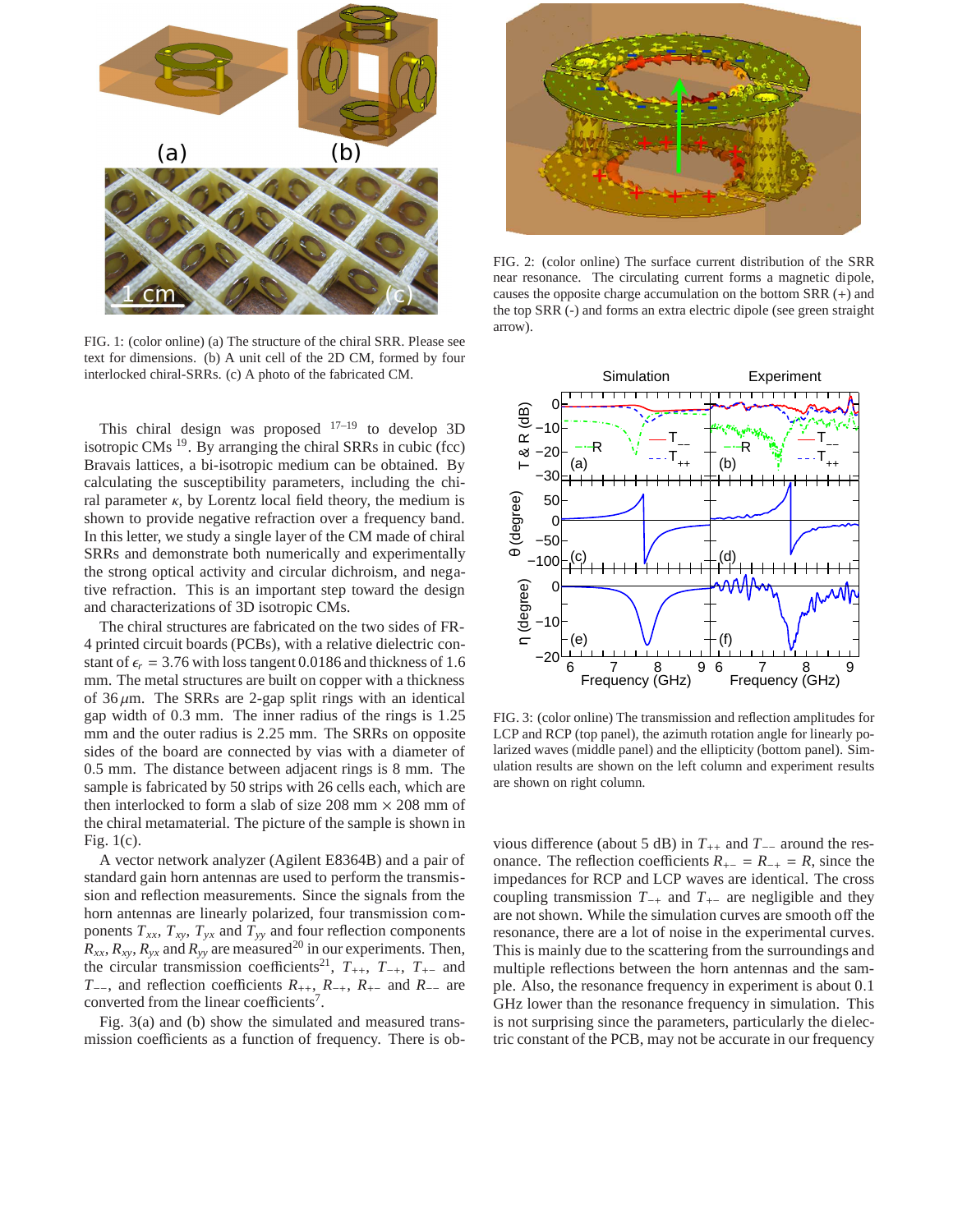FIG. 1: (color online) (a) The structure of the chiral SRR. Please see text for dimensions. (b) A unit cell of the 2D CM, formed by four interlocked chiral-SRRs. (c) A photo of the fabricated CM.

This chiral design was proposed [17–19] to develop 3D isotropic CMs [19]. By arranging the chiral SRRs in cubic (fcc) Bravais lattices, a bi-isotropic medium can be obtained. By calculating the susceptibility parameters, including the chiral parameter $\kappa$, by Lorentz local field theory, the medium is shown to provide negative refraction over a frequency band. In this letter, we study a single layer of the CM made of chiral SRRs and demonstrate both numerically and experimentally the strong optical activity and circular dichroism, and negative refraction. This is an important step toward the design and characterizations of 3D isotropic CMs.

The chiral structures are fabricated on the two sides of FR-4 printed circuit boards (PCBs), with a relative dielectric constant of $\epsilon_r = 3.76$ with loss tangent 0.0186 and thickness of 1.6 mm. The metal structures are built on copper with a thickness of 36 $\mu$m. The SRRs are 2-gap split rings with an identical gap width of 0.3 mm. The inner radius of the rings is 1.25 mm and the outer radius is 2.25 mm. The SRRs on opposite sides of the board are connected by vias with a diameter of 0.5 mm. The distance between adjacent rings is 8 mm. The sample is fabricated by 50 strips with 26 cells each, which are then interlocked to form a slab of size 208 mm × 208 mm of the chiral metamaterial. The picture of the sample is shown in Fig. 1(c).

A vector network analyzer (Agilent E8364B) and a pair of standard gain horn antennas are used to perform the transmission and reflection measurements. Since the signals from the horn antennas are linearly polarized, four transmission components $T_{xx}$, $T_{xy}$, $T_{yx}$ and $T_{yy}$ and four reflection components $R_{xx}$, $R_{xy}$, $R_{yx}$ and $R_{yy}$ are measured[20] in our experiments. Then, the circular transmission coefficients[21], $T_{++}$, $T_{-+}$, $T_{+-}$ and $T_{--}$, and reflection coefficients $R_{++}$, $R_{-+}$, $R_{+-}$ and $R_{--}$ are converted from the linear coefficients[7].

Fig. 3(a) and (b) show the simulated and measured transmission coefficients as a function of frequency. There is obvious difference (about 5 dB) in $T_{++}$ and $T_{--}$ around the resonance. The reflection coefficients $R_{+-} = R_{-+} = R$, since the impedances for RCP and LCP waves are identical. The cross coupling transmission $T_{-+}$ and $T_{+-}$ are negligible and they are not shown. While the simulation curves are smooth off the resonance, there are a lot of noise in the experimental curves. This is mainly due to the scattering from the surroundings and multiple reflections between the horn antennas and the sample. Also, the resonance frequency in experiment is about 0.1 GHz lower than the resonance frequency in simulation. This is not surprising since the parameters, particularly the dielectric constant of the PCB, may not be accurate in our frequency

FIG. 2: (color online) The surface current distribution of the SRR near resonance. The circulating current forms a magnetic dipole, causes the opposite charge accumulation on the bottom SRR (+) and the top SRR (-) and forms an extra electric dipole (see green straight arrow).

FIG. 3: (color online) The transmission and reflection amplitudes for LCP and RCP (top panel), the azimuth rotation angle for linearly polarized waves (middle panel) and the ellipticity (bottom panel). Simulation results are shown on the left column and experiment results are shown on right column.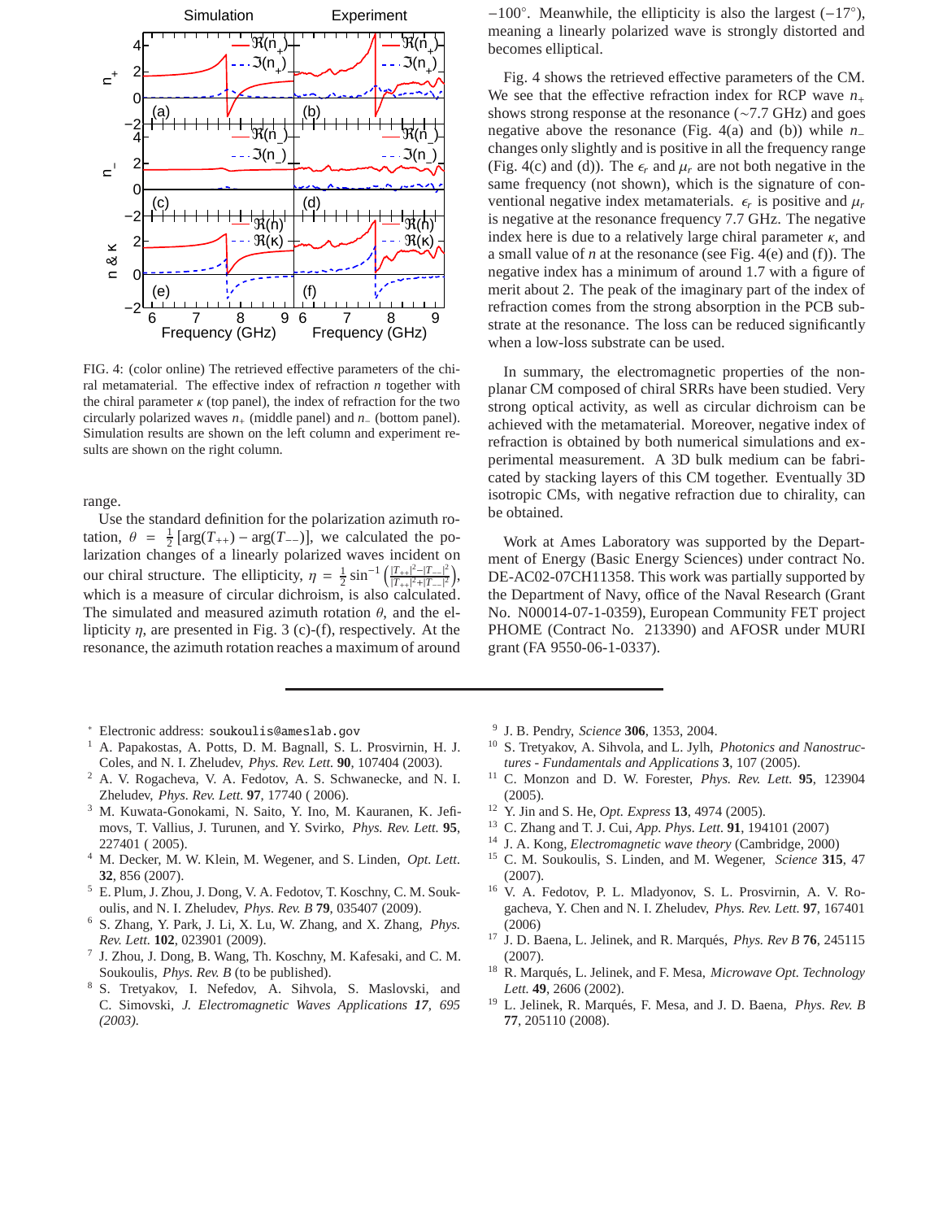FIG. 4: (color online) The retrieved effective parameters of the chiral metamaterial. The effective index of refraction $n$ together with the chiral parameter $\kappa$ (top panel), the index of refraction for the two circularly polarized waves $n_+$ (middle panel) and $n_-$ (bottom panel). Simulation results are shown on the left column and experiment results are shown on the right column.

range.

Use the standard definition for the polarization azimuth rotation, $\theta = \frac{1}{2}[\arg(T_{++}) - \arg(T_{--})]$, we calculated the polarization changes of a linearly polarized waves incident on our chiral structure. The ellipticity, $\eta = \frac{1}{2}\sin^{-1}\left(\frac{|T_{++}|^2 - |T_{--}|^2}{|T_{++}|^2 + |T_{--}|^2}\right)$, which is a measure of circular dichroism, is also calculated. The simulated and measured azimuth rotation $\theta$, and the ellipticity $\eta$, are presented in Fig. 3 (c)-(f), respectively. At the resonance, the azimuth rotation reaches a maximum of around $-100^\circ$. Meanwhile, the ellipticity is also the largest ($-17^\circ$), meaning a linearly polarized wave is strongly distorted and becomes elliptical.

Fig. 4 shows the retrieved effective parameters of the CM. We see that the effective refraction index for RCP wave $n_+$ shows strong response at the resonance ($\sim$7.7 GHz) and goes negative above the resonance (Fig. 4(a) and (b)) while $n_-$ changes only slightly and is positive in all the frequency range (Fig. 4(c) and (d)). The $\epsilon_r$ and $\mu_r$ are not both negative in the same frequency (not shown), which is the signature of conventional negative index metamaterials. $\epsilon_r$ is positive and $\mu_r$ is negative at the resonance frequency 7.7 GHz. The negative index here is due to a relatively large chiral parameter $\kappa$, and a small value of $n$ at the resonance (see Fig. 4(e) and (f)). The negative index has a minimum of around 1.7 with a figure of merit about 2. The peak of the imaginary part of the index of refraction comes from the strong absorption in the PCB substrate at the resonance. The loss can be reduced significantly when a low-loss substrate can be used.

In summary, the electromagnetic properties of the non-planar CM composed of chiral SRRs have been studied. Very strong optical activity, as well as circular dichroism can be achieved with the metamaterial. Moreover, negative index of refraction is obtained by both numerical simulations and experimental measurement. A 3D bulk medium can be fabricated by stacking layers of this CM together. Eventually 3D isotropic CMs, with negative refraction due to chirality, can be obtained.

Work at Ames Laboratory was supported by the Department of Energy (Basic Energy Sciences) under contract No. DE-AC02-07CH11358. This work was partially supported by the Department of Navy, office of the Naval Research (Grant No. N00014-07-1-0359), European Community FET project PHOME (Contract No. 213390) and AFOSR under MURI grant (FA 9550-06-1-0337).

---

[*] Electronic address: soukoulis@ameslab.gov

[1] A. Papakostas, A. Potts, D. M. Bagnall, S. L. Prosvirnin, H. J. Coles, and N. I. Zheludev, *Phys. Rev. Lett.* **90**, 107404 (2003).

[2] A. V. Rogacheva, V. A. Fedotov, A. S. Schwanecke, and N. I. Zheludev, *Phys. Rev. Lett.* **97**, 17740 ( 2006).

[3] M. Kuwata-Gonokami, N. Saito, Y. Ino, M. Kauranen, K. Jefimovs, T. Vallius, J. Turunen, and Y. Svirko, *Phys. Rev. Lett.* **95**, 227401 ( 2005).

[4] M. Decker, M. W. Klein, M. Wegener, and S. Linden, *Opt. Lett.* **32**, 856 (2007).

[5] E. Plum, J. Zhou, J. Dong, V. A. Fedotov, T. Koschny, C. M. Soukoulis, and N. I. Zheludev, *Phys. Rev. B* **79**, 035407 (2009).

[6] S. Zhang, Y. Park, J. Li, X. Lu, W. Zhang, and X. Zhang, *Phys. Rev. Lett.* **102**, 023901 (2009).

[7] J. Zhou, J. Dong, B. Wang, Th. Koschny, M. Kafesaki, and C. M. Soukoulis, *Phys. Rev. B* (to be published).

[8] S. Tretyakov, I. Nefedov, A. Sihvola, S. Maslovski, and C. Simovski, *J. Electromagnetic Waves Applications 17, 695 (2003).*

[9] J. B. Pendry, *Science* **306**, 1353, 2004.

[10] S. Tretyakov, A. Sihvola, and L. Jylh, *Photonics and Nanostructures - Fundamentals and Applications* **3**, 107 (2005).

[11] C. Monzon and D. W. Forester, *Phys. Rev. Lett.* **95**, 123904 (2005).

[12] Y. Jin and S. He, *Opt. Express* **13**, 4974 (2005).

[13] C. Zhang and T. J. Cui, *App. Phys. Lett.* **91**, 194101 (2007)

[14] J. A. Kong, *Electromagnetic wave theory* (Cambridge, 2000)

[15] C. M. Soukoulis, S. Linden, and M. Wegener, *Science* **315**, 47 (2007).

[16] V. A. Fedotov, P. L. Mladyonov, S. L. Prosvirnin, A. V. Rogacheva, Y. Chen and N. I. Zheludev, *Phys. Rev. Lett.* **97**, 167401 (2006)

[17] J. D. Baena, L. Jelinek, and R. Marqués, *Phys. Rev B* **76**, 245115 (2007).

[18] R. Marqués, L. Jelinek, and F. Mesa, *Microwave Opt. Technology Lett.* **49**, 2606 (2002).

[19] L. Jelinek, R. Marqués, F. Mesa, and J. D. Baena, *Phys. Rev. B* **77**, 205110 (2008).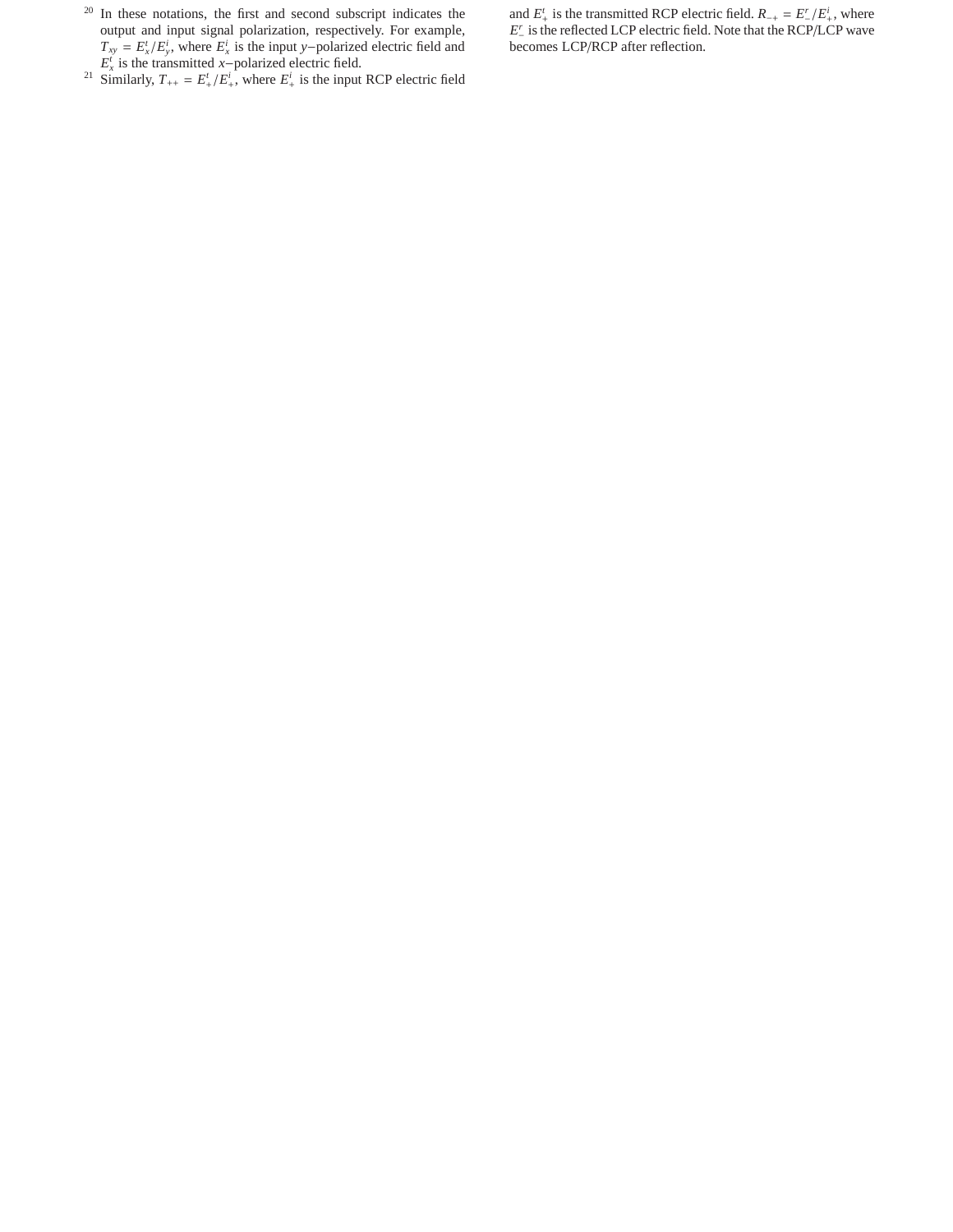[20] In these notations, the first and second subscript indicates the output and input signal polarization, respectively. For example, $T_{xy} = E_x^t/E_y^i$, where $E_x^i$ is the input $y-$polarized electric field and $E_x^t$ is the transmitted $x-$polarized electric field.

[21] Similarly, $T_{++} = E_+^t/E_+^i$, where $E_+^i$ is the input RCP electric field and $E_+^t$ is the transmitted RCP electric field. $R_{-+} = E_-^r/E_+^i$, where $E_-^r$ is the reflected LCP electric field. Note that the RCP/LCP wave becomes LCP/RCP after reflection.